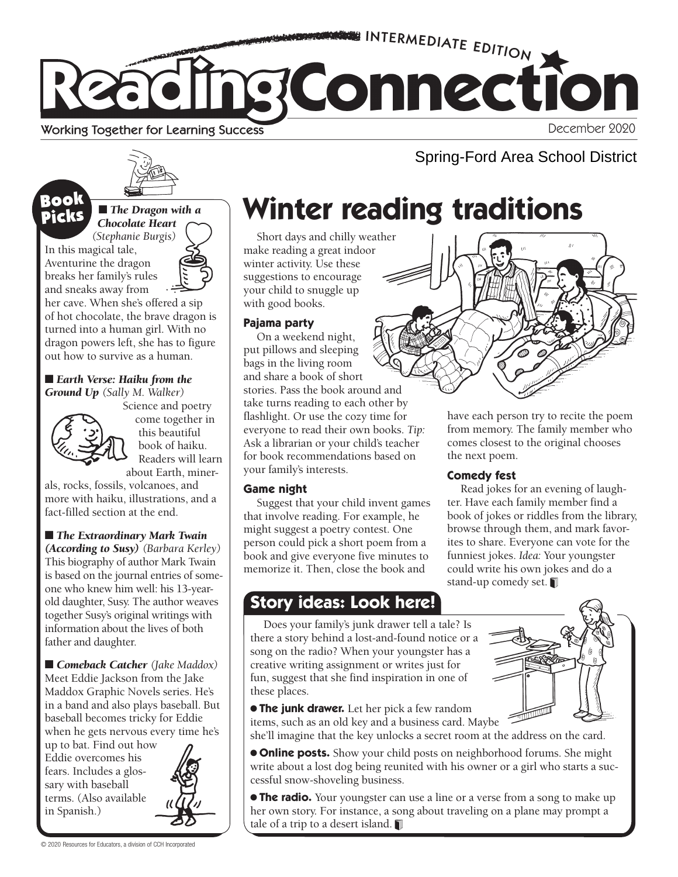INTERMEDIATE EDITION

# Reading Connection

Working Together for Learning Success

December 2020

Spring-Ford Area School District

## Book Picks

■ ***The Dragon with a Chocolate Heart*** *(Stephanie Burgis)*

In this magical tale, Aventurine the dragon breaks her family's rules and sneaks away from her cave. When she's offered a sip of hot chocolate, the brave dragon is turned into a human girl. With no dragon powers left, she has to figure out how to survive as a human.

■ ***Earth Verse: Haiku from the Ground Up*** *(Sally M. Walker)*

Science and poetry come together in this beautiful book of haiku. Readers will learn about Earth, minerals, rocks, fossils, volcanoes, and more with haiku, illustrations, and a fact-filled section at the end.

■ ***The Extraordinary Mark Twain (According to Susy)*** *(Barbara Kerley)*

This biography of author Mark Twain is based on the journal entries of someone who knew him well: his 13-year-old daughter, Susy. The author weaves together Susy's original writings with information about the lives of both father and daughter.

■ ***Comeback Catcher*** *(Jake Maddox)*

Meet Eddie Jackson from the Jake Maddox Graphic Novels series. He's in a band and also plays baseball. But baseball becomes tricky for Eddie when he gets nervous every time he's up to bat. Find out how Eddie overcomes his fears. Includes a glossary with baseball terms. (Also available in Spanish.)

## Winter reading traditions

Short days and chilly weather make reading a great indoor winter activity. Use these suggestions to encourage your child to snuggle up with good books.

### Pajama party

On a weekend night, put pillows and sleeping bags in the living room and share a book of short stories. Pass the book around and take turns reading to each other by flashlight. Or use the cozy time for everyone to read their own books. *Tip:* Ask a librarian or your child's teacher for book recommendations based on your family's interests.

### Game night

Suggest that your child invent games that involve reading. For example, he might suggest a poetry contest. One person could pick a short poem from a book and give everyone five minutes to memorize it. Then, close the book and have each person try to recite the poem from memory. The family member who comes closest to the original chooses the next poem.

### Comedy fest

Read jokes for an evening of laughter. Have each family member find a book of jokes or riddles from the library, browse through them, and mark favorites to share. Everyone can vote for the funniest jokes. *Idea:* Your youngster could write his own jokes and do a stand-up comedy set.

## Story ideas: Look here!

Does your family's junk drawer tell a tale? Is there a story behind a lost-and-found notice or a song on the radio? When your youngster has a creative writing assignment or writes just for fun, suggest that she find inspiration in one of these places.

- **The junk drawer.** Let her pick a few random items, such as an old key and a business card. Maybe she'll imagine that the key unlocks a secret room at the address on the card.
- **Online posts.** Show your child posts on neighborhood forums. She might write about a lost dog being reunited with his owner or a girl who starts a successful snow-shoveling business.
- **The radio.** Your youngster can use a line or a verse from a song to make up her own story. For instance, a song about traveling on a plane may prompt a tale of a trip to a desert island.

© 2020 Resources for Educators, a division of CCH Incorporated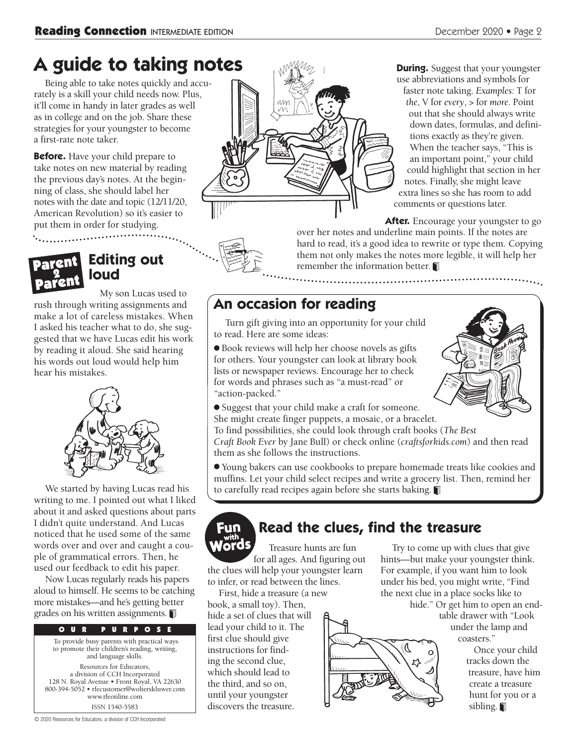# A guide to taking notes

Being able to take notes quickly and accurately is a skill your child needs now. Plus, it'll come in handy in later grades as well as in college and on the job. Share these strategies for your youngster to become a first-rate note taker.

**Before.** Have your child prepare to take notes on new material by reading the previous day's notes. At the beginning of class, she should label her notes with the date and topic (12/11/20, American Revolution) so it's easier to put them in order for studying.

**During.** Suggest that your youngster use abbreviations and symbols for faster note taking. *Examples:* T for *the*, V for *every*, > for *more*. Point out that she should always write down dates, formulas, and definitions exactly as they're given. When the teacher says, "This is an important point," your child could highlight that section in her notes. Finally, she might leave extra lines so she has room to add comments or questions later.

**After.** Encourage your youngster to go over her notes and underline main points. If the notes are hard to read, it's a good idea to rewrite or type them. Copying them not only makes the notes more legible, it will help her remember the information better.

## Parent 2 Parent: Editing out loud

My son Lucas used to rush through writing assignments and make a lot of careless mistakes. When I asked his teacher what to do, she suggested that we have Lucas edit his work by reading it aloud. She said hearing his words out loud would help him hear his mistakes.

We started by having Lucas read his writing to me. I pointed out what I liked about it and asked questions about parts I didn't quite understand. And Lucas noticed that he used some of the same words over and over and caught a couple of grammatical errors. Then, he used our feedback to edit his paper.

Now Lucas regularly reads his papers aloud to himself. He seems to be catching more mistakes—and he's getting better grades on his written assignments.

## An occasion for reading

Turn gift giving into an opportunity for your child to read. Here are some ideas:

- Book reviews will help her choose novels as gifts for others. Your youngster can look at library book lists or newspaper reviews. Encourage her to check for words and phrases such as "a must-read" or "action-packed."
- Suggest that your child make a craft for someone. She might create finger puppets, a mosaic, or a bracelet. To find possibilities, she could look through craft books (*The Best Craft Book Ever* by Jane Bull) or check online (*craftsforkids.com*) and then read them as she follows the instructions.
- Young bakers can use cookbooks to prepare homemade treats like cookies and muffins. Let your child select recipes and write a grocery list. Then, remind her to carefully read recipes again before she starts baking.

## Fun with Words: Read the clues, find the treasure

Treasure hunts are fun for all ages. And figuring out the clues will help your youngster learn to infer, or read between the lines.

First, hide a treasure (a new book, a small toy). Then, hide a set of clues that will lead your child to it. The first clue should give instructions for finding the second clue, which should lead to the third, and so on, until your youngster discovers the treasure.

Try to come up with clues that give hints—but make your youngster think. For example, if you want him to look under his bed, you might write, "Find the next clue in a place socks like to hide." Or get him to open an end-table drawer with "Look under the lamp and coasters."

Once your child tracks down the treasure, have him create a treasure hunt for you or a sibling.

**OUR PURPOSE**

To provide busy parents with practical ways to promote their children's reading, writing, and language skills.

Resources for Educators, a division of CCH Incorporated
128 N. Royal Avenue • Front Royal, VA 22630
800-394-5052 • rfecustomer@wolterskluwer.com
www.rfeonline.com

ISSN 1540-5583

© 2020 Resources for Educators, a division of CCH Incorporated